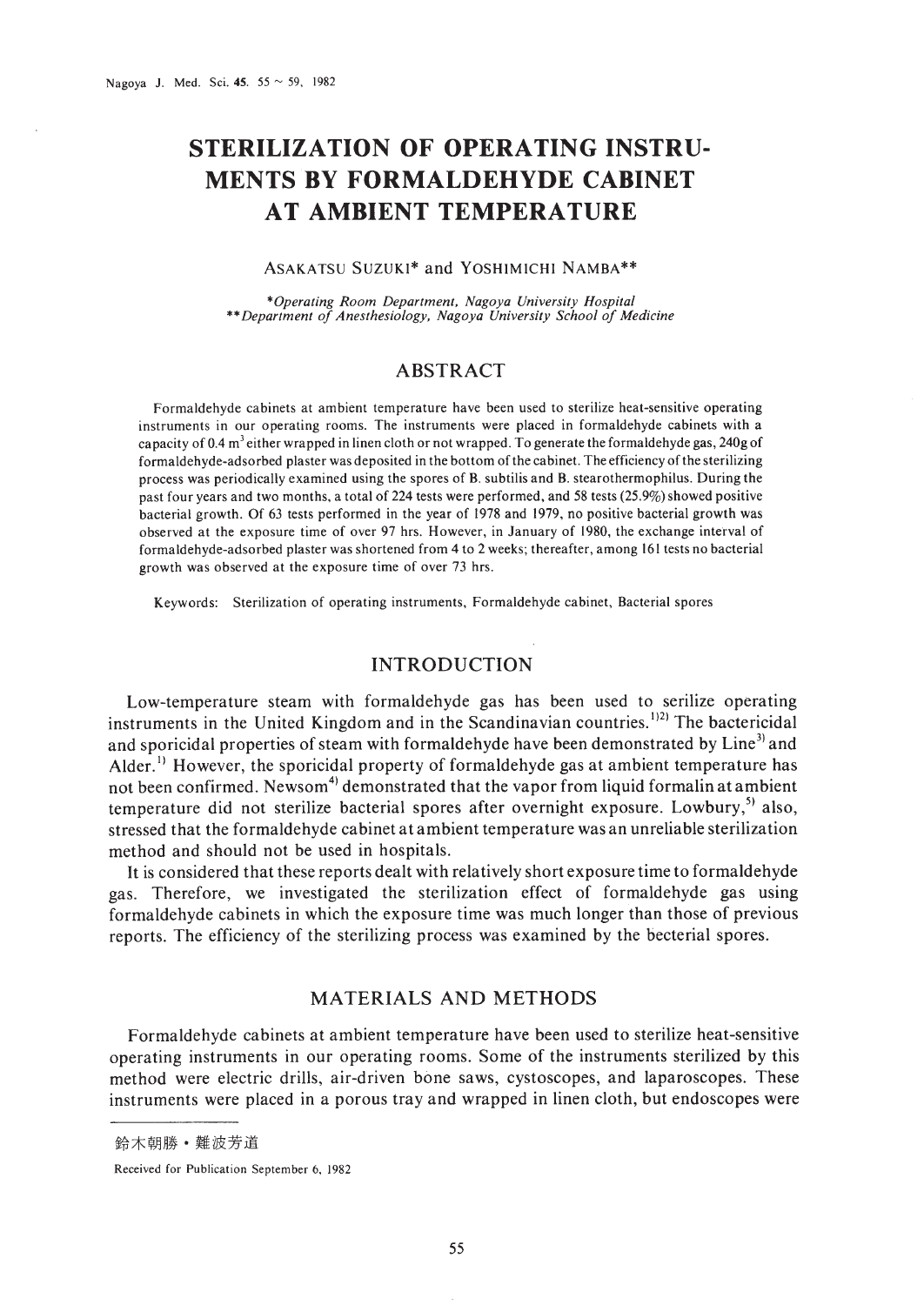# STERILIZATION OF OPERATING INSTRUMENTS BY FORMALDEHYDE CABINET AT AMBIENT TEMPERATURE

ASAKATSU SUZUKI* and YOSHIMICHI NAMBA**

*\*Operating Room Department, Nagoya University Hospital*
*\*\*Department of Anesthesiology, Nagoya University School of Medicine*

## ABSTRACT

Formaldehyde cabinets at ambient temperature have been used to sterilize heat-sensitive operating instruments in our operating rooms. The instruments were placed in formaldehyde cabinets with a capacity of 0.4 $m^3$ either wrapped in linen cloth or not wrapped. To generate the formaldehyde gas, 240g of formaldehyde-adsorbed plaster was deposited in the bottom of the cabinet. The efficiency of the sterilizing process was periodically examined using the spores of B. subtilis and B. stearothermophilus. During the past four years and two months, a total of 224 tests were performed, and 58 tests (25.9%) showed positive bacterial growth. Of 63 tests performed in the year of 1978 and 1979, no positive bacterial growth was observed at the exposure time of over 97 hrs. However, in January of 1980, the exchange interval of formaldehyde-adsorbed plaster was shortened from 4 to 2 weeks; thereafter, among 161 tests no bacterial growth was observed at the exposure time of over 73 hrs.

Keywords: Sterilization of operating instruments, Formaldehyde cabinet, Bacterial spores

## INTRODUCTION

Low-temperature steam with formaldehyde gas has been used to serilize operating instruments in the United Kingdom and in the Scandinavian countries.[1)2)] The bactericidal and sporicidal properties of steam with formaldehyde have been demonstrated by Line[3)] and Alder.[1)] However, the sporicidal property of formaldehyde gas at ambient temperature has not been confirmed. Newsom[4)] demonstrated that the vapor from liquid formalin at ambient temperature did not sterilize bacterial spores after overnight exposure. Lowbury,[5)] also, stressed that the formaldehyde cabinet at ambient temperature was an unreliable sterilization method and should not be used in hospitals.

It is considered that these reports dealt with relatively short exposure time to formaldehyde gas. Therefore, we investigated the sterilization effect of formaldehyde gas using formaldehyde cabinets in which the exposure time was much longer than those of previous reports. The efficiency of the sterilizing process was examined by the becterial spores.

## MATERIALS AND METHODS

Formaldehyde cabinets at ambient temperature have been used to sterilize heat-sensitive operating instruments in our operating rooms. Some of the instruments sterilized by this method were electric drills, air-driven bone saws, cystoscopes, and laparoscopes. These instruments were placed in a porous tray and wrapped in linen cloth, but endoscopes were

---

鈴木朝勝・難波芳道

Received for Publication September 6, 1982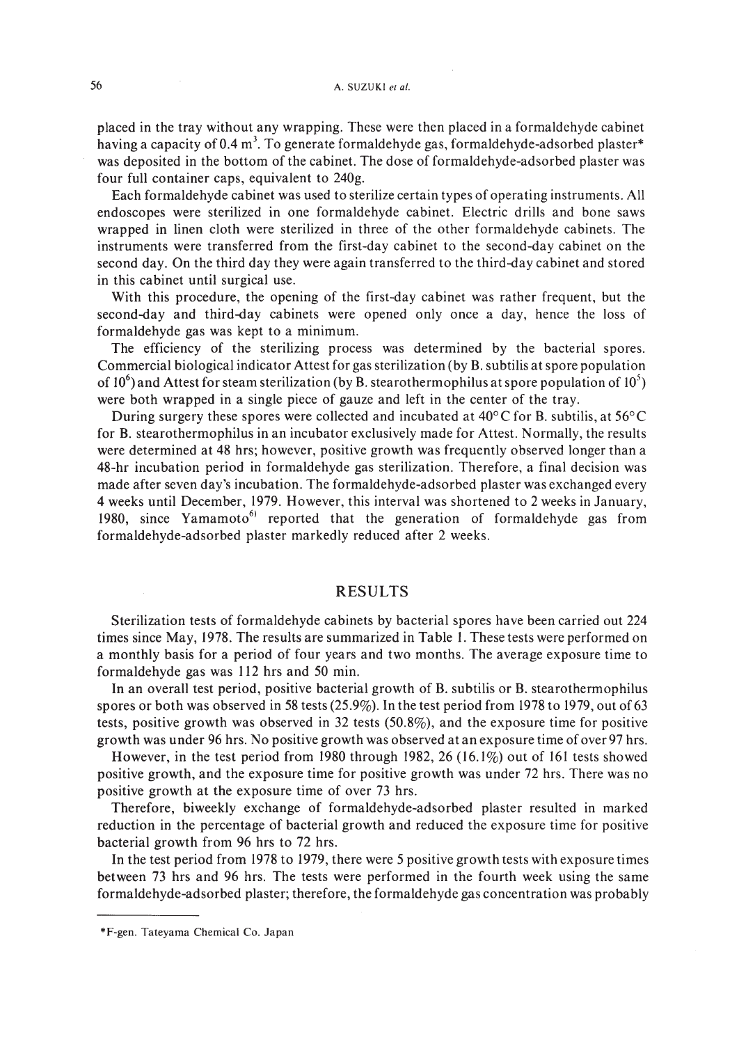placed in the tray without any wrapping. These were then placed in a formaldehyde cabinet having a capacity of 0.4 $m^3$. To generate formaldehyde gas, formaldehyde-adsorbed plaster* was deposited in the bottom of the cabinet. The dose of formaldehyde-adsorbed plaster was four full container caps, equivalent to 240g.

Each formaldehyde cabinet was used to sterilize certain types of operating instruments. All endoscopes were sterilized in one formaldehyde cabinet. Electric drills and bone saws wrapped in linen cloth were sterilized in three of the other formaldehyde cabinets. The instruments were transferred from the first-day cabinet to the second-day cabinet on the second day. On the third day they were again transferred to the third-day cabinet and stored in this cabinet until surgical use.

With this procedure, the opening of the first-day cabinet was rather frequent, but the second-day and third-day cabinets were opened only once a day, hence the loss of formaldehyde gas was kept to a minimum.

The efficiency of the sterilizing process was determined by the bacterial spores. Commercial biological indicator Attest for gas sterilization (by B. subtilis at spore population of $10^6$) and Attest for steam sterilization (by B. stearothermophilus at spore population of $10^5$) were both wrapped in a single piece of gauze and left in the center of the tray.

During surgery these spores were collected and incubated at 40°C for B. subtilis, at 56°C for B. stearothermophilus in an incubator exclusively made for Attest. Normally, the results were determined at 48 hrs; however, positive growth was frequently observed longer than a 48-hr incubation period in formaldehyde gas sterilization. Therefore, a final decision was made after seven day's incubation. The formaldehyde-adsorbed plaster was exchanged every 4 weeks until December, 1979. However, this interval was shortened to 2 weeks in January, 1980, since Yamamoto[6] reported that the generation of formaldehyde gas from formaldehyde-adsorbed plaster markedly reduced after 2 weeks.

## RESULTS

Sterilization tests of formaldehyde cabinets by bacterial spores have been carried out 224 times since May, 1978. The results are summarized in Table 1. These tests were performed on a monthly basis for a period of four years and two months. The average exposure time to formaldehyde gas was 112 hrs and 50 min.

In an overall test period, positive bacterial growth of B. subtilis or B. stearothermophilus spores or both was observed in 58 tests (25.9%). In the test period from 1978 to 1979, out of 63 tests, positive growth was observed in 32 tests (50.8%), and the exposure time for positive growth was under 96 hrs. No positive growth was observed at an exposure time of over 97 hrs.

However, in the test period from 1980 through 1982, 26 (16.1%) out of 161 tests showed positive growth, and the exposure time for positive growth was under 72 hrs. There was no positive growth at the exposure time of over 73 hrs.

Therefore, biweekly exchange of formaldehyde-adsorbed plaster resulted in marked reduction in the percentage of bacterial growth and reduced the exposure time for positive bacterial growth from 96 hrs to 72 hrs.

In the test period from 1978 to 1979, there were 5 positive growth tests with exposure times between 73 hrs and 96 hrs. The tests were performed in the fourth week using the same formaldehyde-adsorbed plaster; therefore, the formaldehyde gas concentration was probably

*F-gen. Tateyama Chemical Co. Japan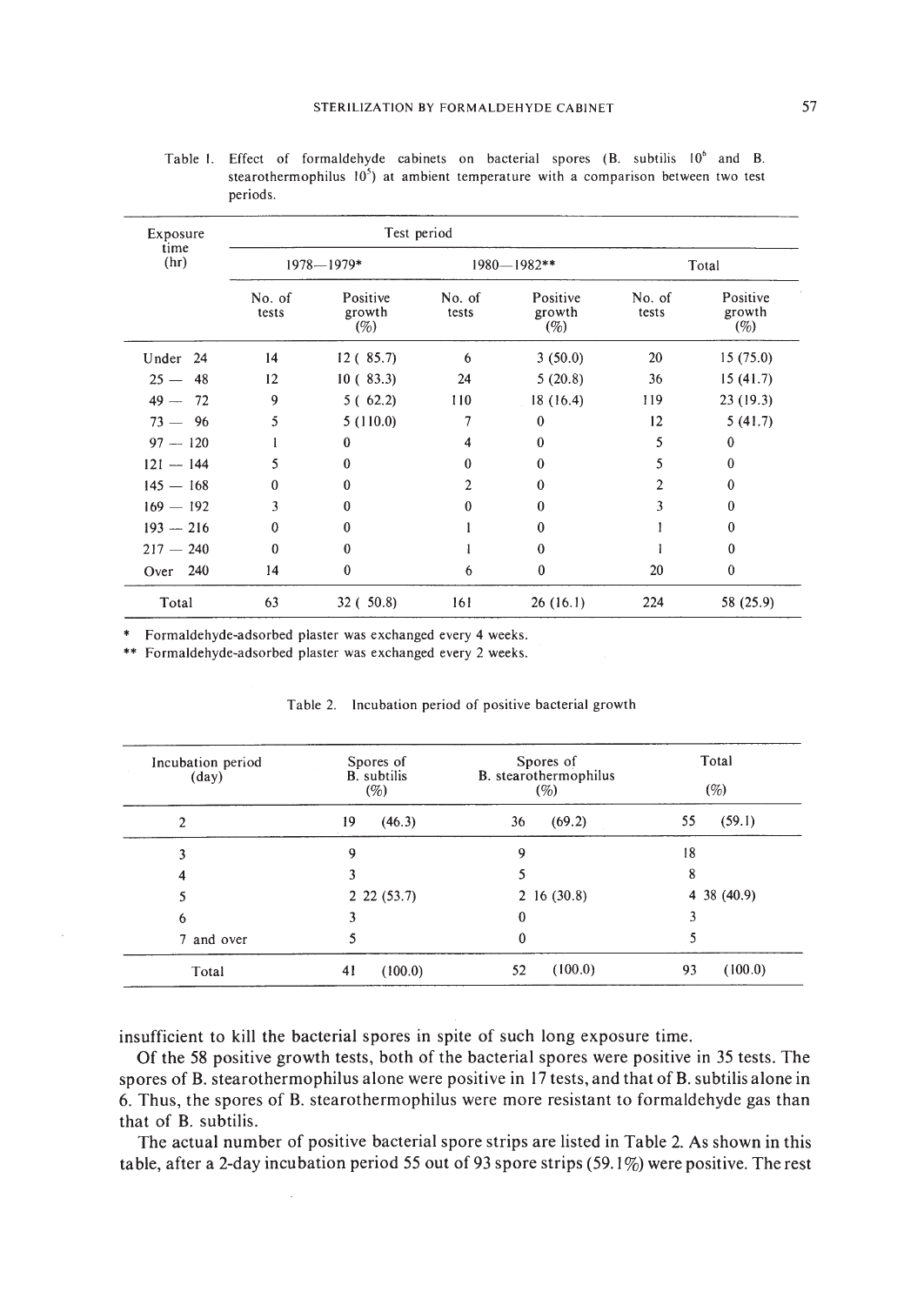Table 1. Effect of formaldehyde cabinets on bacterial spores (B. subtilis $10^6$ and B. stearothermophilus $10^5$) at ambient temperature with a comparison between two test periods.

| Exposure time (hr) | Test period | | | | | |
|---|---|---|---|---|---|---|
| | 1978—1979* | | 1980—1982** | | Total | |
| | No. of tests | Positive growth (%) | No. of tests | Positive growth (%) | No. of tests | Positive growth (%) |
| Under 24 | 14 | 12 ( 85.7) | 6 | 3 (50.0) | 20 | 15 (75.0) |
| 25 — 48 | 12 | 10 ( 83.3) | 24 | 5 (20.8) | 36 | 15 (41.7) |
| 49 — 72 | 9 | 5 ( 62.2) | 110 | 18 (16.4) | 119 | 23 (19.3) |
| 73 — 96 | 5 | 5 (110.0) | 7 | 0 | 12 | 5 (41.7) |
| 97 — 120 | 1 | 0 | 4 | 0 | 5 | 0 |
| 121 — 144 | 5 | 0 | 0 | 0 | 5 | 0 |
| 145 — 168 | 0 | 0 | 2 | 0 | 2 | 0 |
| 169 — 192 | 3 | 0 | 0 | 0 | 3 | 0 |
| 193 — 216 | 0 | 0 | 1 | 0 | 1 | 0 |
| 217 — 240 | 0 | 0 | 1 | 0 | 1 | 0 |
| Over 240 | 14 | 0 | 6 | 0 | 20 | 0 |
| Total | 63 | 32 ( 50.8) | 161 | 26 (16.1) | 224 | 58 (25.9) |

\* Formaldehyde-adsorbed plaster was exchanged every 4 weeks.
\*\* Formaldehyde-adsorbed plaster was exchanged every 2 weeks.

Table 2. Incubation period of positive bacterial growth

| Incubation period (day) | Spores of B. subtilis (%) | Spores of B. stearothermophilus (%) | Total (%) |
|---|---|---|---|
| 2 | 19 (46.3) | 36 (69.2) | 55 (59.1) |
| 3 | 9 | 9 | 18 |
| 4 | 3 | 5 | 8 |
| 5 | 2 22 (53.7) | 2 16 (30.8) | 4 38 (40.9) |
| 6 | 3 | 0 | 3 |
| 7 and over | 5 | 0 | 5 |
| Total | 41 (100.0) | 52 (100.0) | 93 (100.0) |

insufficient to kill the bacterial spores in spite of such long exposure time.

Of the 58 positive growth tests, both of the bacterial spores were positive in 35 tests. The spores of B. stearothermophilus alone were positive in 17 tests, and that of B. subtilis alone in 6. Thus, the spores of B. stearothermophilus were more resistant to formaldehyde gas than that of B. subtilis.

The actual number of positive bacterial spore strips are listed in Table 2. As shown in this table, after a 2-day incubation period 55 out of 93 spore strips (59.1%) were positive. The rest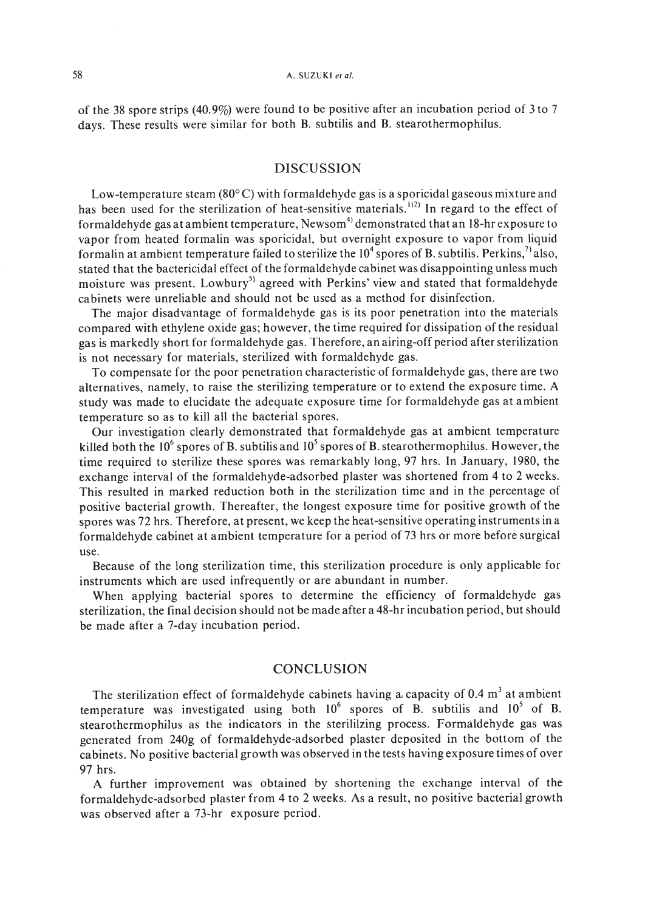of the 38 spore strips (40.9%) were found to be positive after an incubation period of 3 to 7 days. These results were similar for both B. subtilis and B. stearothermophilus.

## DISCUSSION

Low-temperature steam (80° C) with formaldehyde gas is a sporicidal gaseous mixture and has been used for the sterilization of heat-sensitive materials.[1)2)] In regard to the effect of formaldehyde gas at ambient temperature, Newsom[4)] demonstrated that an 18-hr exposure to vapor from heated formalin was sporicidal, but overnight exposure to vapor from liquid formalin at ambient temperature failed to sterilize the $10^4$ spores of B. subtilis. Perkins,[7)] also, stated that the bactericidal effect of the formaldehyde cabinet was disappointing unless much moisture was present. Lowbury[5)] agreed with Perkins' view and stated that formaldehyde cabinets were unreliable and should not be used as a method for disinfection.

The major disadvantage of formaldehyde gas is its poor penetration into the materials compared with ethylene oxide gas; however, the time required for dissipation of the residual gas is markedly short for formaldehyde gas. Therefore, an airing-off period after sterilization is not necessary for materials, sterilized with formaldehyde gas.

To compensate for the poor penetration characteristic of formaldehyde gas, there are two alternatives, namely, to raise the sterilizing temperature or to extend the exposure time. A study was made to elucidate the adequate exposure time for formaldehyde gas at ambient temperature so as to kill all the bacterial spores.

Our investigation clearly demonstrated that formaldehyde gas at ambient temperature killed both the $10^6$ spores of B. subtilis and $10^5$ spores of B. stearothermophilus. However, the time required to sterilize these spores was remarkably long, 97 hrs. In January, 1980, the exchange interval of the formaldehyde-adsorbed plaster was shortened from 4 to 2 weeks. This resulted in marked reduction both in the sterilization time and in the percentage of positive bacterial growth. Thereafter, the longest exposure time for positive growth of the spores was 72 hrs. Therefore, at present, we keep the heat-sensitive operating instruments in a formaldehyde cabinet at ambient temperature for a period of 73 hrs or more before surgical use.

Because of the long sterilization time, this sterilization procedure is only applicable for instruments which are used infrequently or are abundant in number.

When applying bacterial spores to determine the efficiency of formaldehyde gas sterilization, the final decision should not be made after a 48-hr incubation period, but should be made after a 7-day incubation period.

## CONCLUSION

The sterilization effect of formaldehyde cabinets having a capacity of 0.4 $m^3$ at ambient temperature was investigated using both $10^6$ spores of B. subtilis and $10^5$ of B. stearothermophilus as the indicators in the sterililzing process. Formaldehyde gas was generated from 240g of formaldehyde-adsorbed plaster deposited in the bottom of the cabinets. No positive bacterial growth was observed in the tests having exposure times of over 97 hrs.

A further improvement was obtained by shortening the exchange interval of the formaldehyde-adsorbed plaster from 4 to 2 weeks. As a result, no positive bacterial growth was observed after a 73-hr exposure period.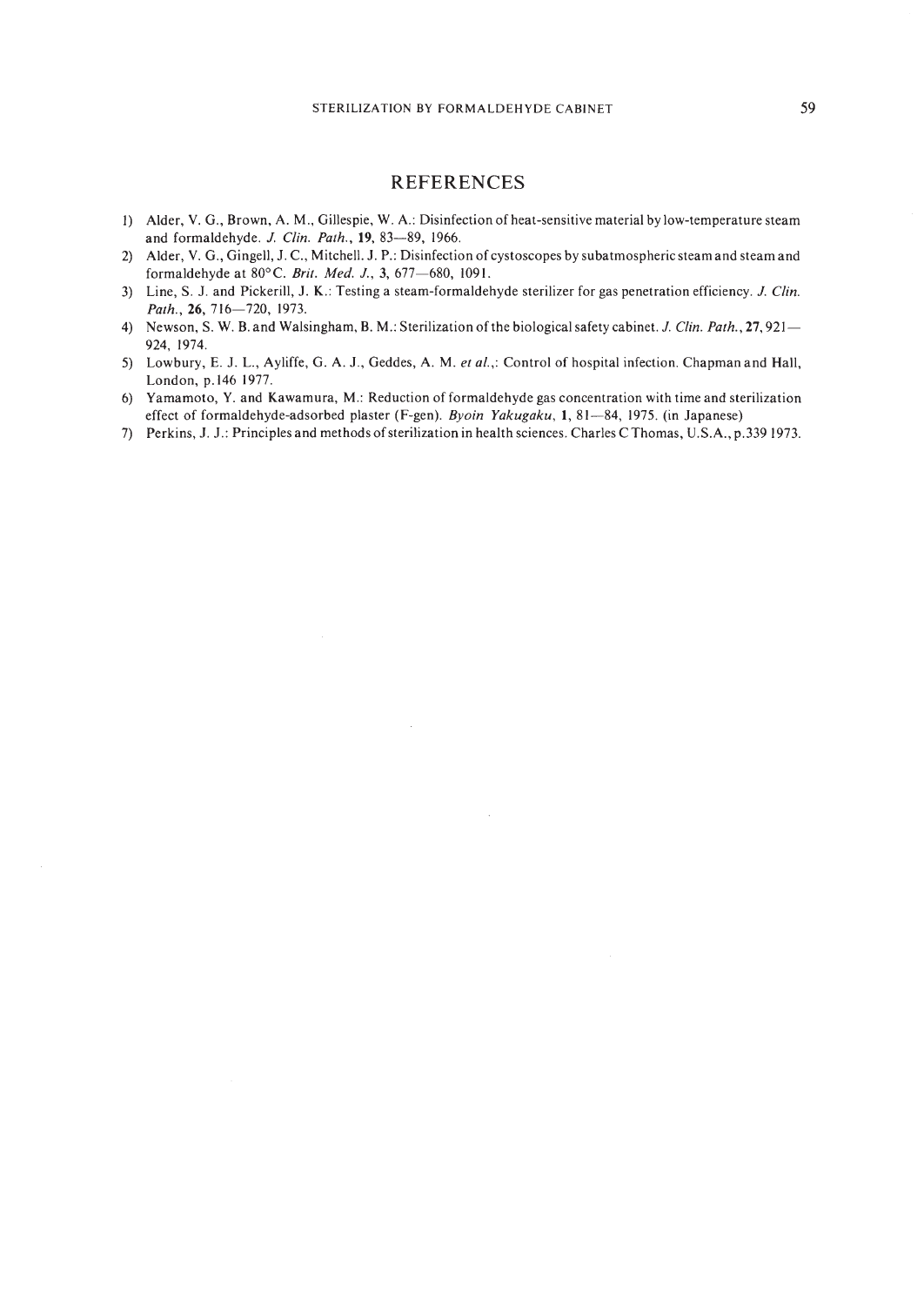## REFERENCES

1) Alder, V. G., Brown, A. M., Gillespie, W. A.: Disinfection of heat-sensitive material by low-temperature steam and formaldehyde. *J. Clin. Path.*, **19**, 83—89, 1966.
2) Alder, V. G., Gingell, J. C., Mitchell. J. P.: Disinfection of cystoscopes by subatmospheric steam and steam and formaldehyde at 80°C. *Brit. Med. J.*, **3**, 677—680, 1091.
3) Line, S. J. and Pickerill, J. K.: Testing a steam-formaldehyde sterilizer for gas penetration efficiency. *J. Clin. Path.*, **26**, 716—720, 1973.
4) Newson, S. W. B. and Walsingham, B. M.: Sterilization of the biological safety cabinet. *J. Clin. Path.*, **27**, 921—924, 1974.
5) Lowbury, E. J. L., Ayliffe, G. A. J., Geddes, A. M. *et al.*,: Control of hospital infection. Chapman and Hall, London, p.146 1977.
6) Yamamoto, Y. and Kawamura, M.: Reduction of formaldehyde gas concentration with time and sterilization effect of formaldehyde-adsorbed plaster (F-gen). *Byoin Yakugaku*, **1**, 81—84, 1975. (in Japanese)
7) Perkins, J. J.: Principles and methods of sterilization in health sciences. Charles C Thomas, U.S.A., p.339 1973.